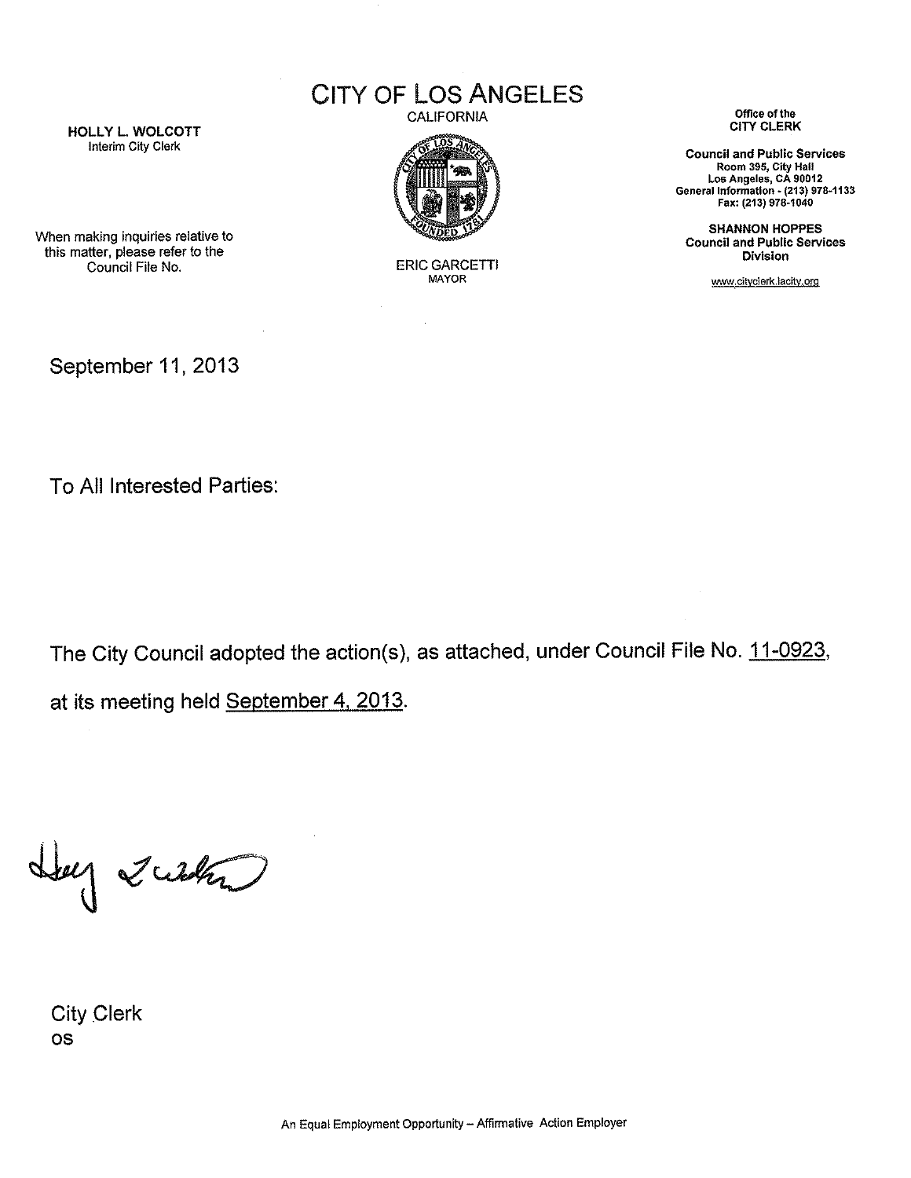# CITY OF LOS ANGELES

CALIFORNIA

**HOLLY L. WOLCOTT**
Interim City Clerk

When making inquiries relative to this matter, please refer to the Council File No.

ERIC GARCETTI
MAYOR

Office of the
**CITY CLERK**

**Council and Public Services**
**Room 395, City Hall**
**Los Angeles, CA 90012**
**General Information - (213) 978-1133**
**Fax: (213) 978-1040**

**SHANNON HOPPES**
**Council and Public Services Division**

www.cityclerk.lacity.org

September 11, 2013

To All Interested Parties:

The City Council adopted the action(s), as attached, under Council File No. 11-0923, at its meeting held September 4, 2013.

City Clerk
os

An Equal Employment Opportunity – Affirmative Action Employer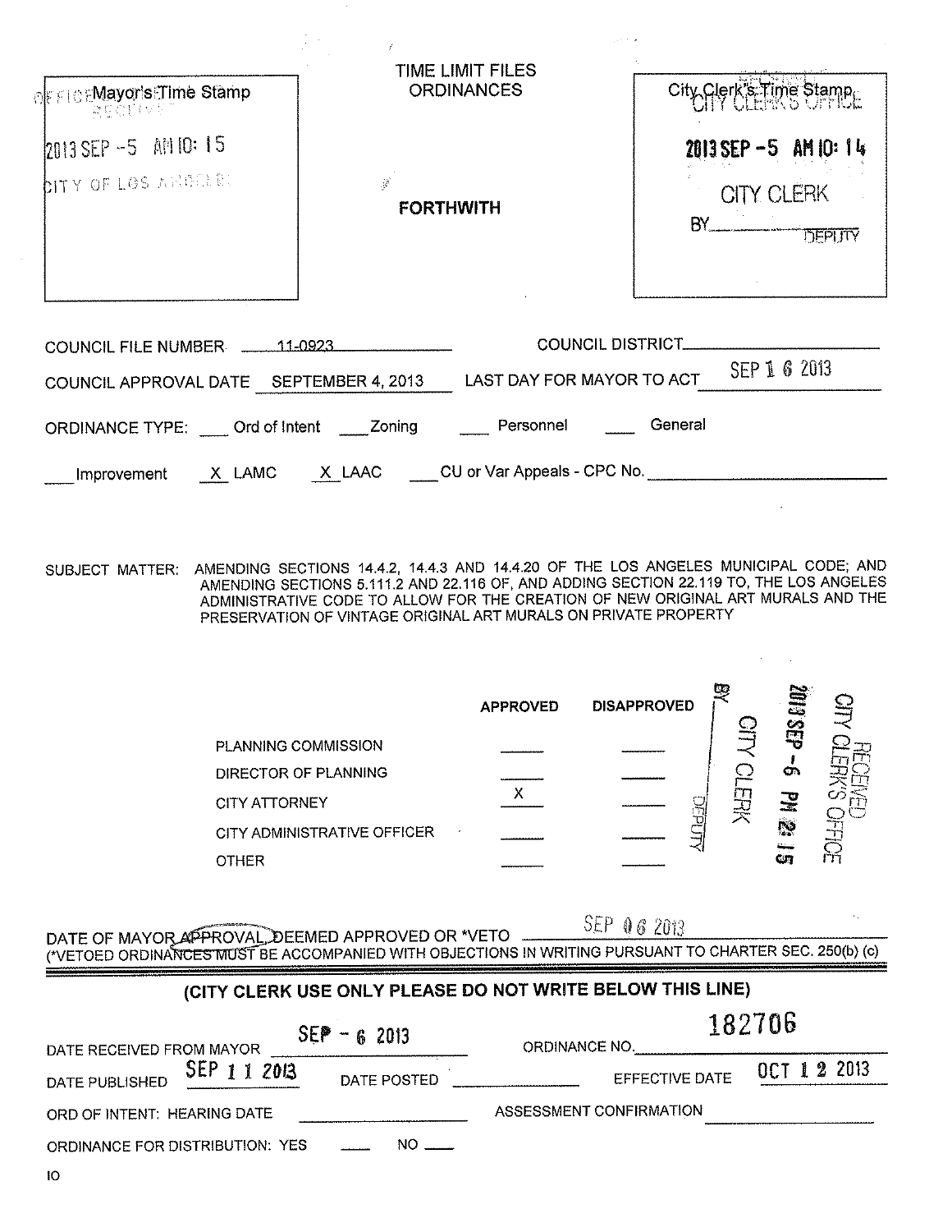**Mayor's Time Stamp**

OFFICE RECEIVED
2013 SEP -5 AM 10: 15
CITY OF LOS ANGELES

**TIME LIMIT FILES ORDINANCES**

**FORTHWITH**

**City Clerk's Time Stamp**

CITY CLERK'S OFFICE
2013 SEP -5 AM 10: 14
CITY CLERK
BY_______ DEPUTY

COUNCIL FILE NUMBER 11-0923 COUNCIL DISTRICT_______

COUNCIL APPROVAL DATE SEPTEMBER 4, 2013 LAST DAY FOR MAYOR TO ACT SEP 16 2013

ORDINANCE TYPE: ___ Ord of Intent ___ Zoning ___ Personnel ___ General

___ Improvement X LAMC X LAAC ___ CU or Var Appeals - CPC No. _______

SUBJECT MATTER: AMENDING SECTIONS 14.4.2, 14.4.3 AND 14.4.20 OF THE LOS ANGELES MUNICIPAL CODE; AND AMENDING SECTIONS 5.111.2 AND 22.116 OF, AND ADDING SECTION 22.119 TO, THE LOS ANGELES ADMINISTRATIVE CODE TO ALLOW FOR THE CREATION OF NEW ORIGINAL ART MURALS AND THE PRESERVATION OF VINTAGE ORIGINAL ART MURALS ON PRIVATE PROPERTY

| | APPROVED | DISAPPROVED |
|---|---|---|
| PLANNING COMMISSION | | |
| DIRECTOR OF PLANNING | | |
| CITY ATTORNEY | X | |
| CITY ADMINISTRATIVE OFFICER | | |
| OTHER | | |

RECEIVED CITY CLERK'S OFFICE
2013 SEP -6 PM 2: 15
CITY CLERK
BY_______ DEPUTY

DATE OF MAYOR APPROVAL, DEEMED APPROVED OR *VETO SEP 06 2013

(*VETOED ORDINANCES MUST BE ACCOMPANIED WITH OBJECTIONS IN WRITING PURSUANT TO CHARTER SEC. 250(b) (c)

**(CITY CLERK USE ONLY PLEASE DO NOT WRITE BELOW THIS LINE)**

DATE RECEIVED FROM MAYOR SEP - 6 2013 ORDINANCE NO. 182706

DATE PUBLISHED SEP 11 2013 DATE POSTED _______ EFFECTIVE DATE OCT 12 2013

ORD OF INTENT: HEARING DATE _______ ASSESSMENT CONFIRMATION _______

ORDINANCE FOR DISTRIBUTION: YES ___ NO ___

IO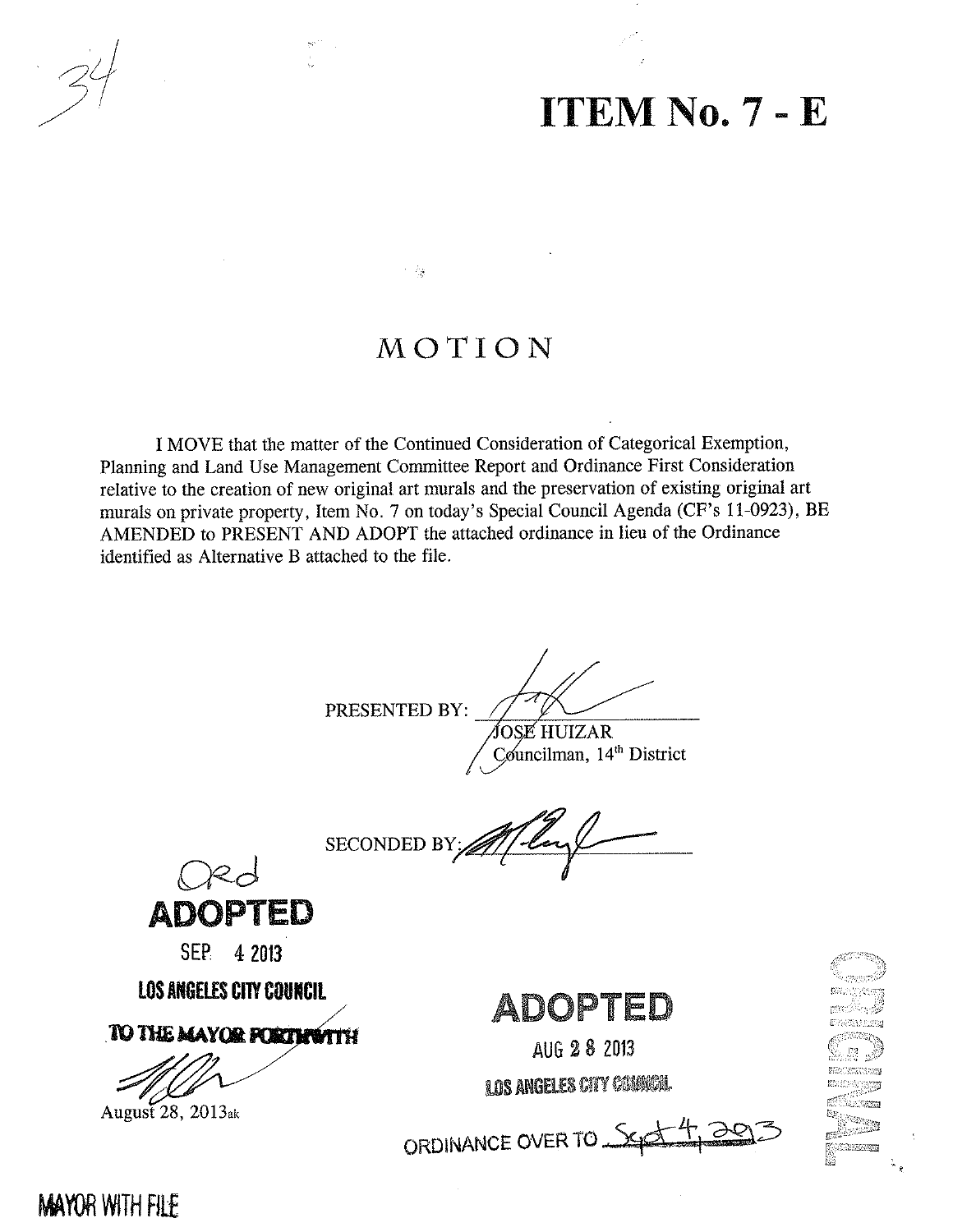34

# ITEM No. 7 - E

## MOTION

I MOVE that the matter of the Continued Consideration of Categorical Exemption, Planning and Land Use Management Committee Report and Ordinance First Consideration relative to the creation of new original art murals and the preservation of existing original art murals on private property, Item No. 7 on today's Special Council Agenda (CF's 11-0923), BE AMENDED to PRESENT AND ADOPT the attached ordinance in lieu of the Ordinance identified as Alternative B attached to the file.

PRESENTED BY: \_\_\_\_\_\_\_\_\_\_\_\_\_\_\_\_\_\_\_\_
JOSE HUIZAR
Councilman, 14th District

SECONDED BY: \_\_\_\_\_\_\_\_\_\_\_\_\_\_\_\_\_\_\_\_

Ord

**ADOPTED**

SEP 4 2013

**LOS ANGELES CITY COUNCIL**

**TO THE MAYOR FORTHWITH**

August 28, 2013ak

**ADOPTED**

AUG 28 2013

**LOS ANGELES CITY COUNCIL**

ORDINANCE OVER TO Sept 4, 2013

ORIGINAL

MAYOR WITH FILE